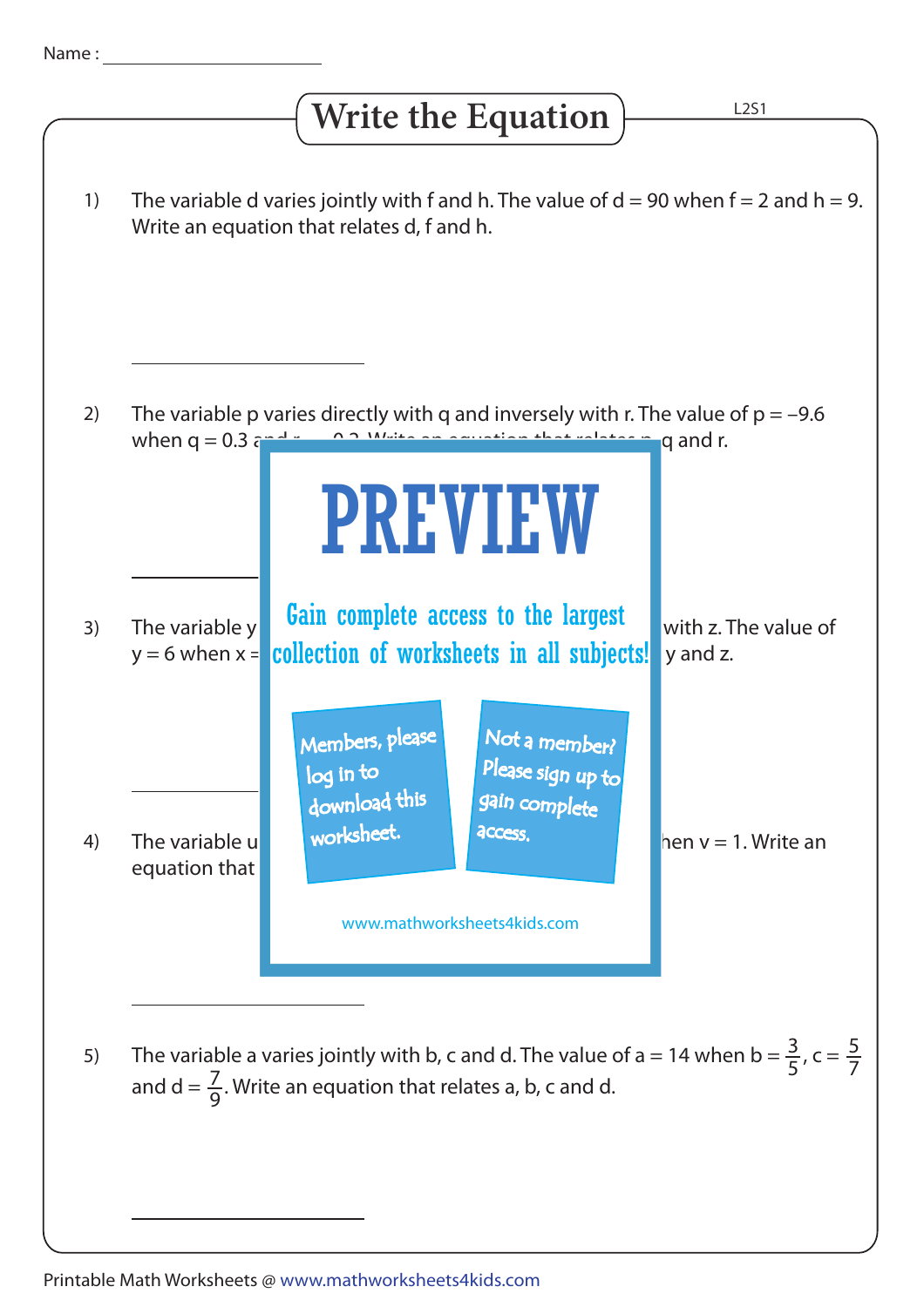Name : ____________________

# Write the Equation

L2S1

1) The variable d varies jointly with f and h. The value of $d = 90$ when $f = 2$ and $h = 9$. Write an equation that relates d, f and h.

______________________

2) The variable p varies directly with q and inversely with r. The value of $p = -9.6$ when $q = 0.3$ a... q and r.

______________________

3) The variable y ... with z. The value of $y = 6$ when x = ... y and z.

______________________

4) The variable u ... hen $v = 1$. Write an equation that ...

______________________

**PREVIEW**

Gain complete access to the largest collection of worksheets in all subjects!

Members, please log in to download this worksheet.

Not a member? Please sign up to gain complete access.

www.mathworksheets4kids.com

5) The variable a varies jointly with b, c and d. The value of $a = 14$ when $b = \frac{3}{5}$, $c = \frac{5}{7}$ and $d = \frac{7}{9}$. Write an equation that relates a, b, c and d.

______________________

Printable Math Worksheets @ www.mathworksheets4kids.com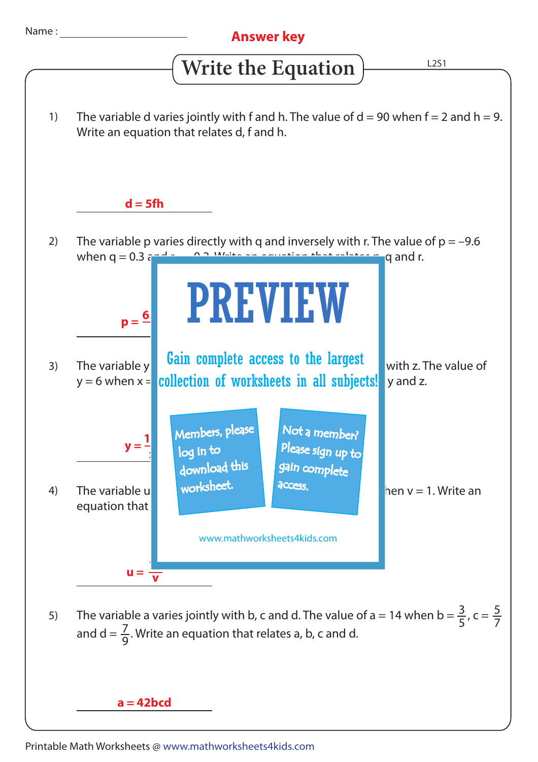Name : ____________________

**Answer key**

# Write the Equation

L2S1

1) The variable d varies jointly with f and h. The value of d = 90 when f = 2 and h = 9. Write an equation that relates d, f and h.

**$d = 5fh$**

2) The variable p varies directly with q and inversely with r. The value of p = –9.6 when q = 0.3 a... q and r.

**$p = 6$...**

3) The variable y ... with z. The value of y = 6 when x = ... y and z.

**$y = 1$...**

4) The variable u ... hen v = 1. Write an equation that ...

**$u = \frac{\ }{v}$**

PREVIEW

Gain complete access to the largest collection of worksheets in all subjects!

Members, please log in to download this worksheet.

Not a member? Please sign up to gain complete access.

www.mathworksheets4kids.com

5) The variable a varies jointly with b, c and d. The value of a = 14 when $b = \frac{3}{5}$, $c = \frac{5}{7}$ and $d = \frac{7}{9}$. Write an equation that relates a, b, c and d.

**$a = 42bcd$**